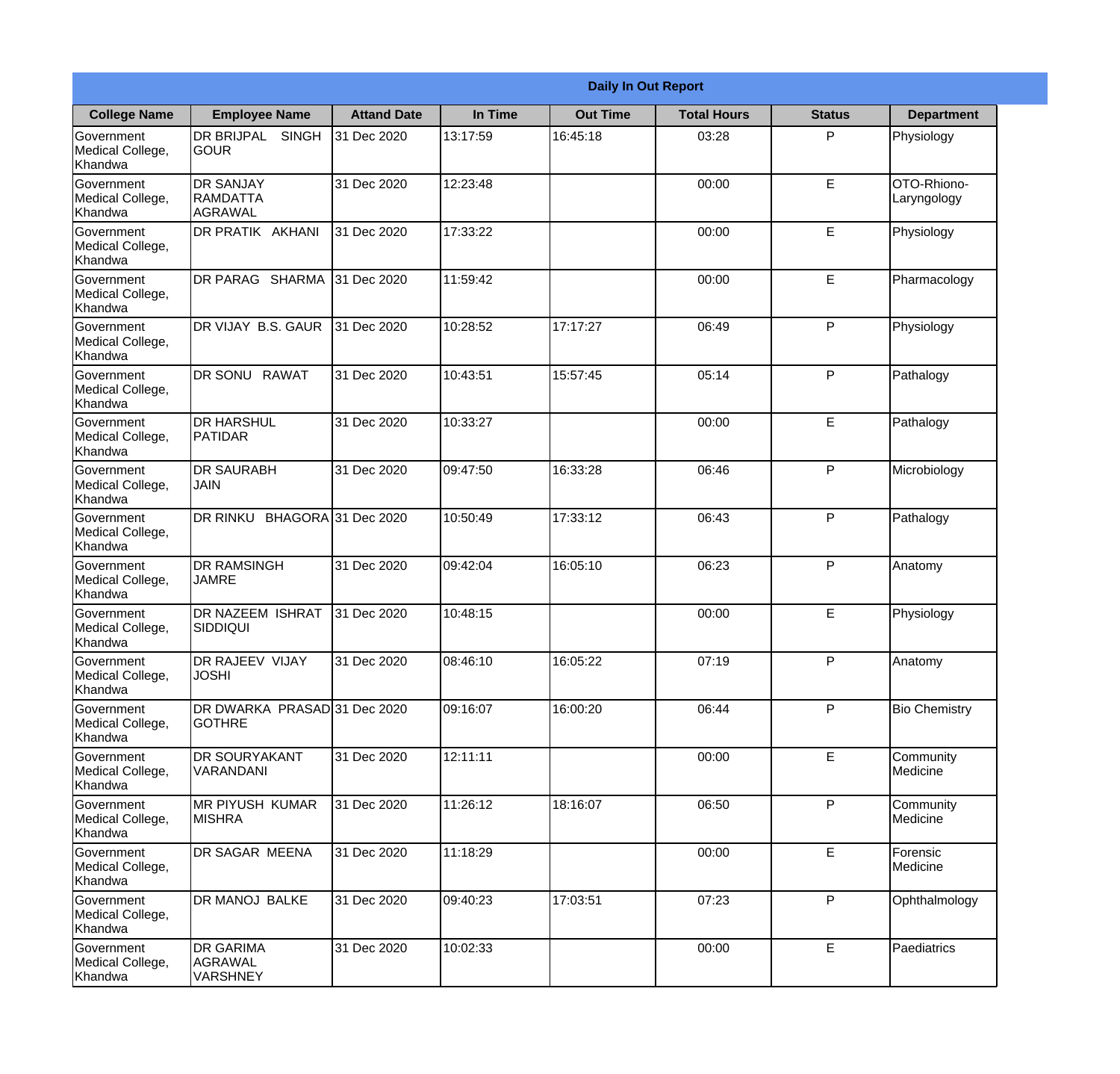| Daily In Out Report | | | | | | | |
|---|---|---|---|---|---|---|---|
| **College Name** | **Employee Name** | **Attand Date** | **In Time** | **Out Time** | **Total Hours** | **Status** | **Department** |
| Government Medical College, Khandwa | DR BRIJPAL SINGH GOUR | 31 Dec 2020 | 13:17:59 | 16:45:18 | 03:28 | P | Physiology |
| Government Medical College, Khandwa | DR SANJAY RAMDATTA AGRAWAL | 31 Dec 2020 | 12:23:48 | | 00:00 | E | OTO-Rhiono-Laryngology |
| Government Medical College, Khandwa | DR PRATIK AKHANI | 31 Dec 2020 | 17:33:22 | | 00:00 | E | Physiology |
| Government Medical College, Khandwa | DR PARAG SHARMA | 31 Dec 2020 | 11:59:42 | | 00:00 | E | Pharmacology |
| Government Medical College, Khandwa | DR VIJAY B.S. GAUR | 31 Dec 2020 | 10:28:52 | 17:17:27 | 06:49 | P | Physiology |
| Government Medical College, Khandwa | DR SONU RAWAT | 31 Dec 2020 | 10:43:51 | 15:57:45 | 05:14 | P | Pathalogy |
| Government Medical College, Khandwa | DR HARSHUL PATIDAR | 31 Dec 2020 | 10:33:27 | | 00:00 | E | Pathalogy |
| Government Medical College, Khandwa | DR SAURABH JAIN | 31 Dec 2020 | 09:47:50 | 16:33:28 | 06:46 | P | Microbiology |
| Government Medical College, Khandwa | DR RINKU BHAGORA | 31 Dec 2020 | 10:50:49 | 17:33:12 | 06:43 | P | Pathalogy |
| Government Medical College, Khandwa | DR RAMSINGH JAMRE | 31 Dec 2020 | 09:42:04 | 16:05:10 | 06:23 | P | Anatomy |
| Government Medical College, Khandwa | DR NAZEEM ISHRAT SIDDIQUI | 31 Dec 2020 | 10:48:15 | | 00:00 | E | Physiology |
| Government Medical College, Khandwa | DR RAJEEV VIJAY JOSHI | 31 Dec 2020 | 08:46:10 | 16:05:22 | 07:19 | P | Anatomy |
| Government Medical College, Khandwa | DR DWARKA PRASAD GOTHRE | 31 Dec 2020 | 09:16:07 | 16:00:20 | 06:44 | P | Bio Chemistry |
| Government Medical College, Khandwa | DR SOURYAKANT VARANDANI | 31 Dec 2020 | 12:11:11 | | 00:00 | E | Community Medicine |
| Government Medical College, Khandwa | MR PIYUSH KUMAR MISHRA | 31 Dec 2020 | 11:26:12 | 18:16:07 | 06:50 | P | Community Medicine |
| Government Medical College, Khandwa | DR SAGAR MEENA | 31 Dec 2020 | 11:18:29 | | 00:00 | E | Forensic Medicine |
| Government Medical College, Khandwa | DR MANOJ BALKE | 31 Dec 2020 | 09:40:23 | 17:03:51 | 07:23 | P | Ophthalmology |
| Government Medical College, Khandwa | DR GARIMA AGRAWAL VARSHNEY | 31 Dec 2020 | 10:02:33 | | 00:00 | E | Paediatrics |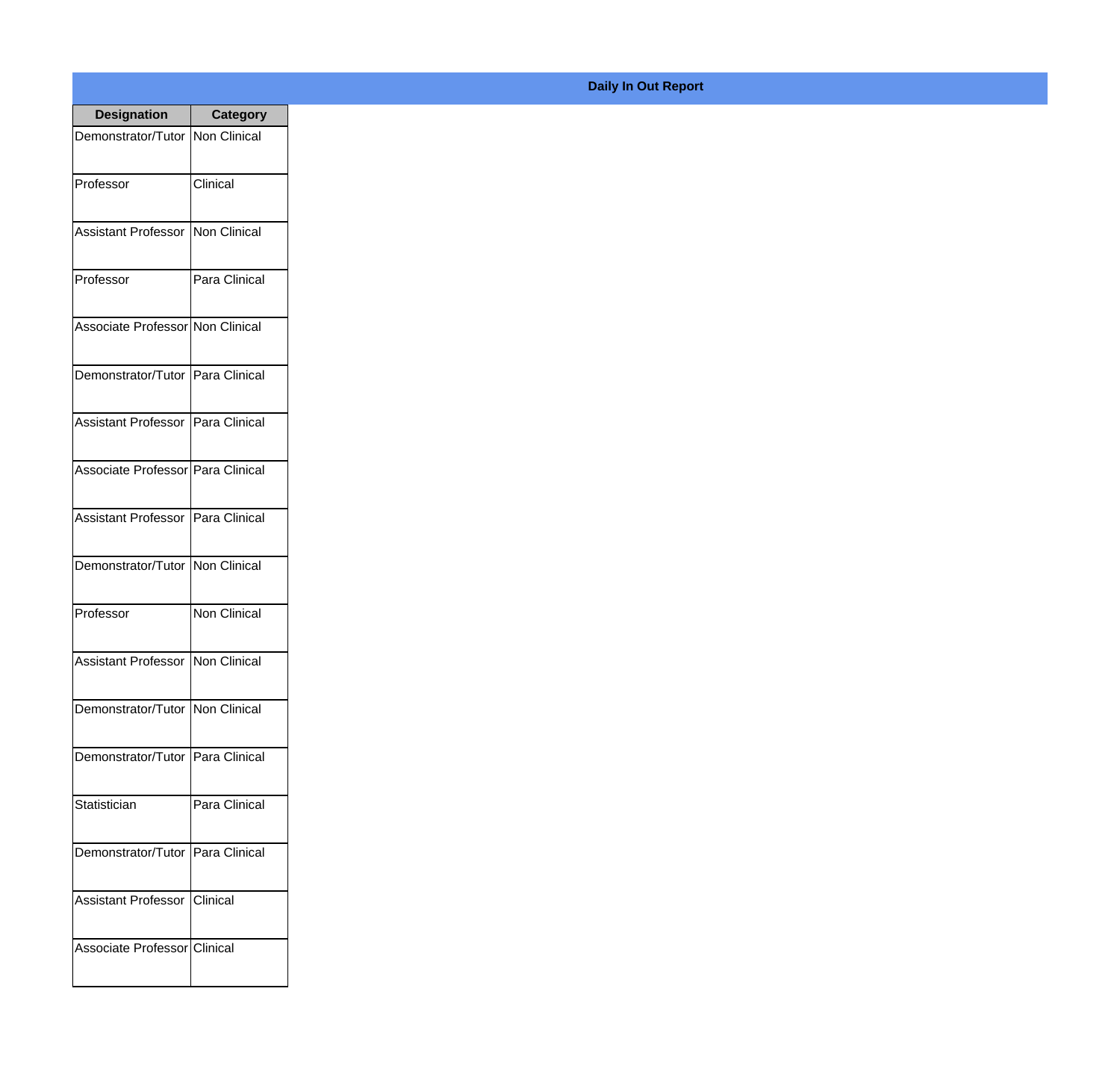**Daily In Out Report**

| Designation | Category |
|---|---|
| Demonstrator/Tutor | Non Clinical |
| Professor | Clinical |
| Assistant Professor | Non Clinical |
| Professor | Para Clinical |
| Associate Professor | Non Clinical |
| Demonstrator/Tutor | Para Clinical |
| Assistant Professor | Para Clinical |
| Associate Professor | Para Clinical |
| Assistant Professor | Para Clinical |
| Demonstrator/Tutor | Non Clinical |
| Professor | Non Clinical |
| Assistant Professor | Non Clinical |
| Demonstrator/Tutor | Non Clinical |
| Demonstrator/Tutor | Para Clinical |
| Statistician | Para Clinical |
| Demonstrator/Tutor | Para Clinical |
| Assistant Professor | Clinical |
| Associate Professor | Clinical |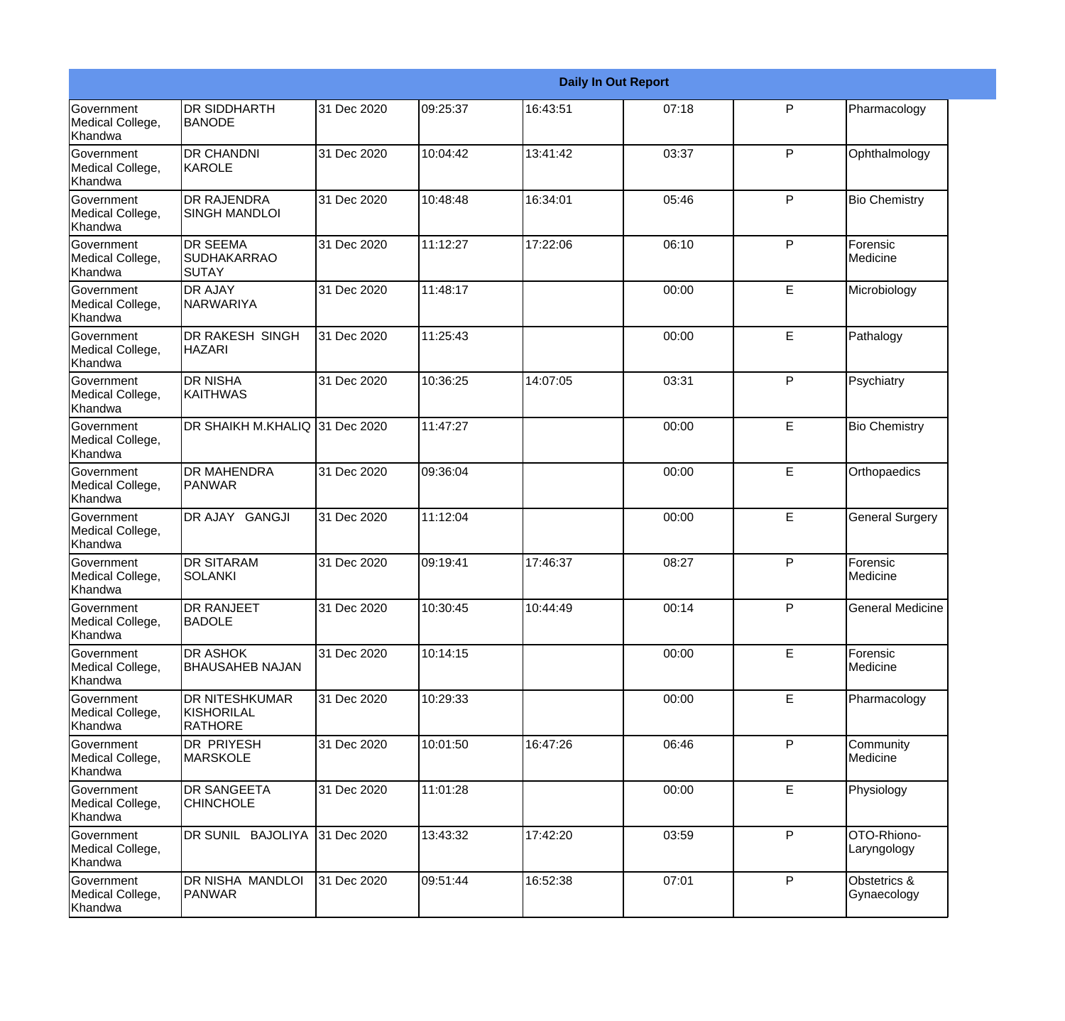| Daily In Out Report | | | | | | | |
|---|---|---|---|---|---|---|---|
| Government Medical College, Khandwa | DR SIDDHARTH BANODE | 31 Dec 2020 | 09:25:37 | 16:43:51 | 07:18 | P | Pharmacology |
| Government Medical College, Khandwa | DR CHANDNI KAROLE | 31 Dec 2020 | 10:04:42 | 13:41:42 | 03:37 | P | Ophthalmology |
| Government Medical College, Khandwa | DR RAJENDRA SINGH MANDLOI | 31 Dec 2020 | 10:48:48 | 16:34:01 | 05:46 | P | Bio Chemistry |
| Government Medical College, Khandwa | DR SEEMA SUDHAKARRAO SUTAY | 31 Dec 2020 | 11:12:27 | 17:22:06 | 06:10 | P | Forensic Medicine |
| Government Medical College, Khandwa | DR AJAY NARWARIYA | 31 Dec 2020 | 11:48:17 | | 00:00 | E | Microbiology |
| Government Medical College, Khandwa | DR RAKESH SINGH HAZARI | 31 Dec 2020 | 11:25:43 | | 00:00 | E | Pathalogy |
| Government Medical College, Khandwa | DR NISHA KAITHWAS | 31 Dec 2020 | 10:36:25 | 14:07:05 | 03:31 | P | Psychiatry |
| Government Medical College, Khandwa | DR SHAIKH M.KHALIQ | 31 Dec 2020 | 11:47:27 | | 00:00 | E | Bio Chemistry |
| Government Medical College, Khandwa | DR MAHENDRA PANWAR | 31 Dec 2020 | 09:36:04 | | 00:00 | E | Orthopaedics |
| Government Medical College, Khandwa | DR AJAY GANGJI | 31 Dec 2020 | 11:12:04 | | 00:00 | E | General Surgery |
| Government Medical College, Khandwa | DR SITARAM SOLANKI | 31 Dec 2020 | 09:19:41 | 17:46:37 | 08:27 | P | Forensic Medicine |
| Government Medical College, Khandwa | DR RANJEET BADOLE | 31 Dec 2020 | 10:30:45 | 10:44:49 | 00:14 | P | General Medicine |
| Government Medical College, Khandwa | DR ASHOK BHAUSAHEB NAJAN | 31 Dec 2020 | 10:14:15 | | 00:00 | E | Forensic Medicine |
| Government Medical College, Khandwa | DR NITESHKUMAR KISHORILAL RATHORE | 31 Dec 2020 | 10:29:33 | | 00:00 | E | Pharmacology |
| Government Medical College, Khandwa | DR PRIYESH MARSKOLE | 31 Dec 2020 | 10:01:50 | 16:47:26 | 06:46 | P | Community Medicine |
| Government Medical College, Khandwa | DR SANGEETA CHINCHOLE | 31 Dec 2020 | 11:01:28 | | 00:00 | E | Physiology |
| Government Medical College, Khandwa | DR SUNIL BAJOLIYA | 31 Dec 2020 | 13:43:32 | 17:42:20 | 03:59 | P | OTO-Rhiono-Laryngology |
| Government Medical College, Khandwa | DR NISHA MANDLOI PANWAR | 31 Dec 2020 | 09:51:44 | 16:52:38 | 07:01 | P | Obstetrics & Gynaecology |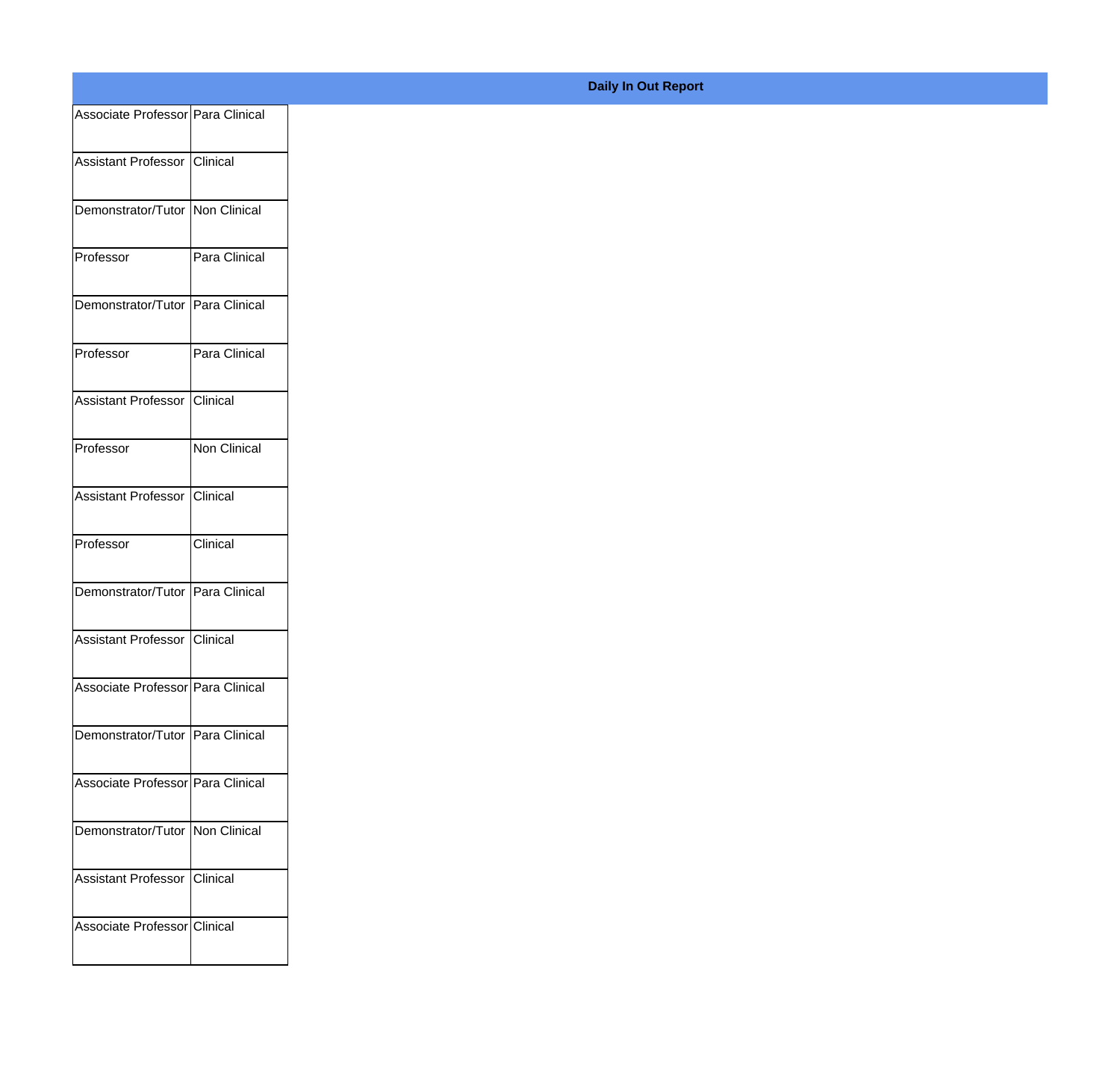**Daily In Out Report**

| | |
|---|---|
| Associate Professor | Para Clinical |
| Assistant Professor | Clinical |
| Demonstrator/Tutor | Non Clinical |
| Professor | Para Clinical |
| Demonstrator/Tutor | Para Clinical |
| Professor | Para Clinical |
| Assistant Professor | Clinical |
| Professor | Non Clinical |
| Assistant Professor | Clinical |
| Professor | Clinical |
| Demonstrator/Tutor | Para Clinical |
| Assistant Professor | Clinical |
| Associate Professor | Para Clinical |
| Demonstrator/Tutor | Para Clinical |
| Associate Professor | Para Clinical |
| Demonstrator/Tutor | Non Clinical |
| Assistant Professor | Clinical |
| Associate Professor | Clinical |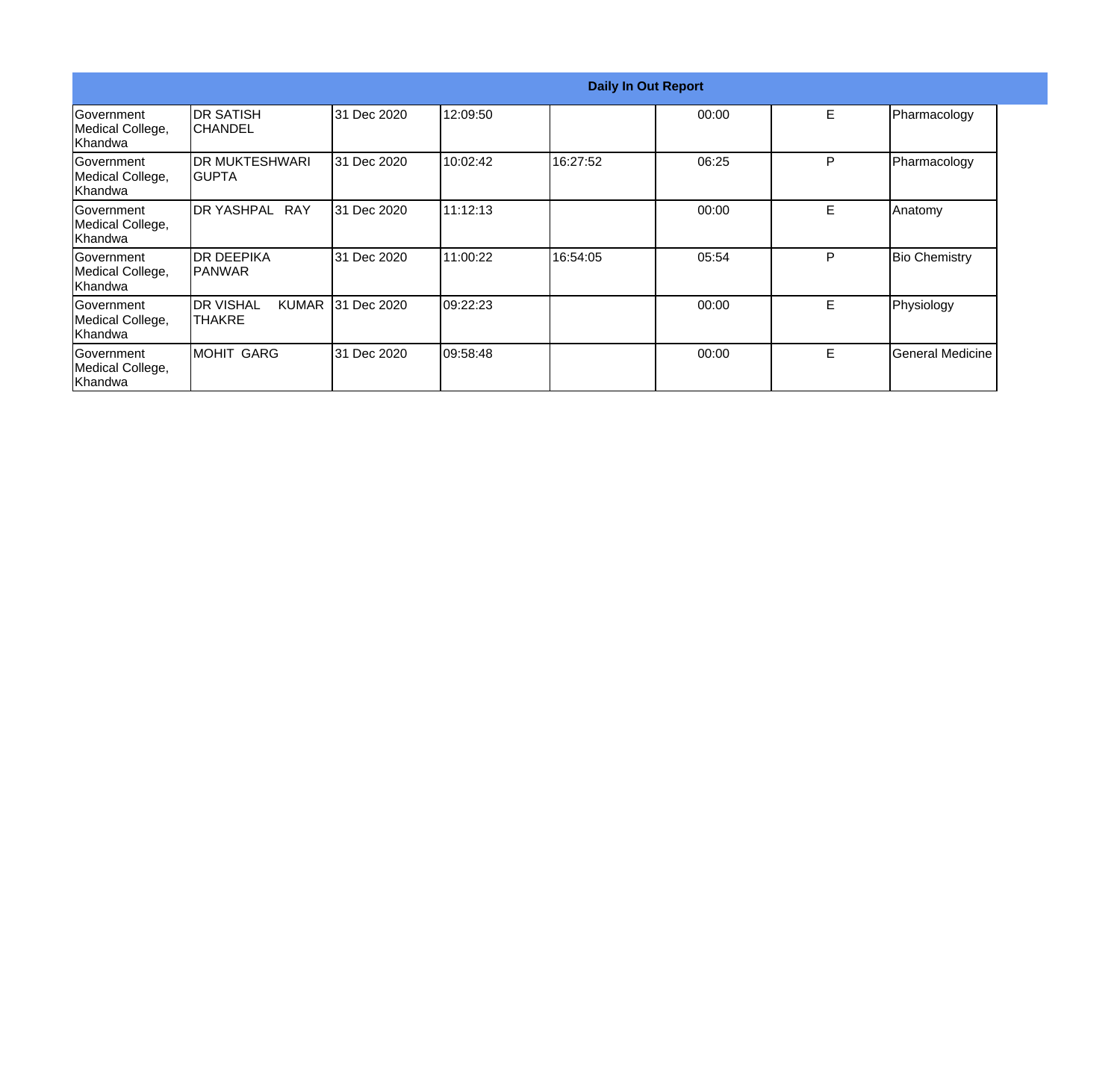| Daily In Out Report | | | | | | | |
|---|---|---|---|---|---|---|---|
| Government Medical College, Khandwa | DR SATISH CHANDEL | 31 Dec 2020 | 12:09:50 | | 00:00 | E | Pharmacology |
| Government Medical College, Khandwa | DR MUKTESHWARI GUPTA | 31 Dec 2020 | 10:02:42 | 16:27:52 | 06:25 | P | Pharmacology |
| Government Medical College, Khandwa | DR YASHPAL RAY | 31 Dec 2020 | 11:12:13 | | 00:00 | E | Anatomy |
| Government Medical College, Khandwa | DR DEEPIKA PANWAR | 31 Dec 2020 | 11:00:22 | 16:54:05 | 05:54 | P | Bio Chemistry |
| Government Medical College, Khandwa | DR VISHAL KUMAR THAKRE | 31 Dec 2020 | 09:22:23 | | 00:00 | E | Physiology |
| Government Medical College, Khandwa | MOHIT GARG | 31 Dec 2020 | 09:58:48 | | 00:00 | E | General Medicine |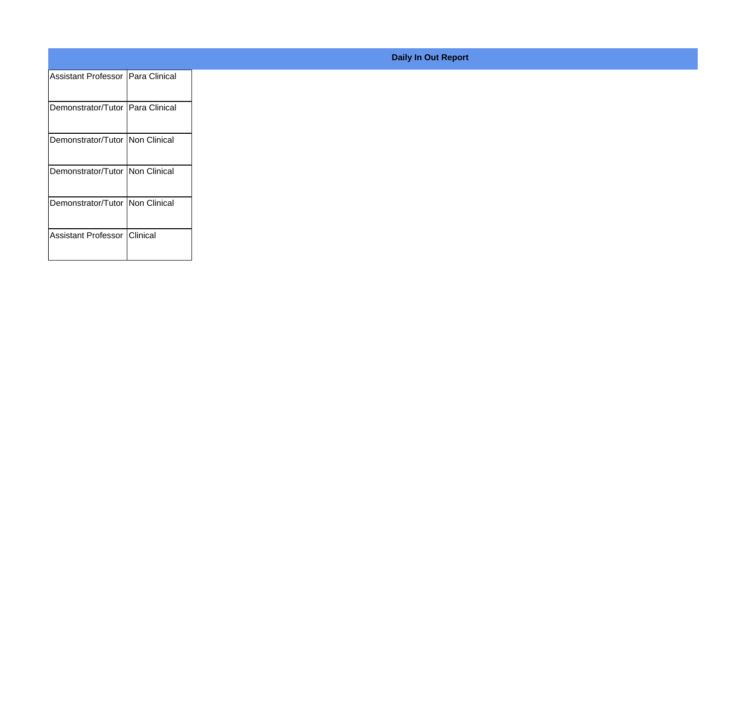**Daily In Out Report**

| | |
|---|---|
| Assistant Professor | Para Clinical |
| Demonstrator/Tutor | Para Clinical |
| Demonstrator/Tutor | Non Clinical |
| Demonstrator/Tutor | Non Clinical |
| Demonstrator/Tutor | Non Clinical |
| Assistant Professor | Clinical |